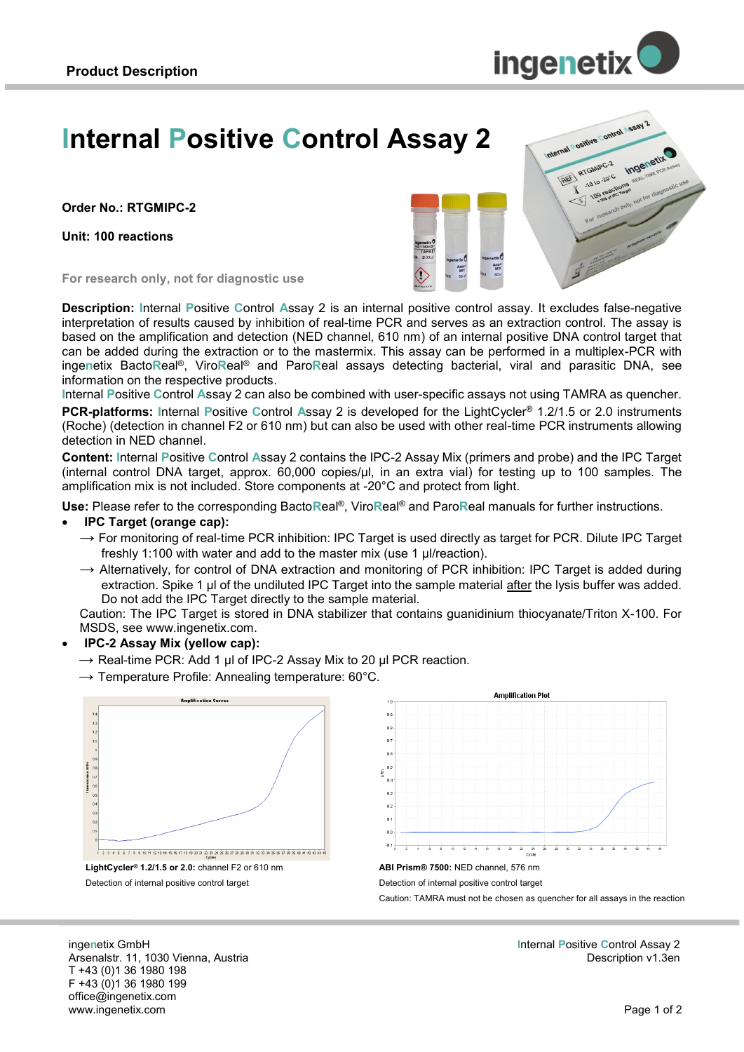**Product Description**

# Internal Positive Control Assay 2

**Order No.: RTGMIPC-2**

**Unit: 100 reactions**

For research only, not for diagnostic use

**Description:** Internal Positive Control Assay 2 is an internal positive control assay. It excludes false-negative interpretation of results caused by inhibition of real-time PCR and serves as an extraction control. The assay is based on the amplification and detection (NED channel, 610 nm) of an internal positive DNA control target that can be added during the extraction or to the mastermix. This assay can be performed in a multiplex-PCR with ingenetix BactoReal®, ViroReal® and ParoReal assays detecting bacterial, viral and parasitic DNA, see information on the respective products.
Internal Positive Control Assay 2 can also be combined with user-specific assays not using TAMRA as quencher.

**PCR-platforms:** Internal Positive Control Assay 2 is developed for the LightCycler® 1.2/1.5 or 2.0 instruments (Roche) (detection in channel F2 or 610 nm) but can also be used with other real-time PCR instruments allowing detection in NED channel.

**Content:** Internal Positive Control Assay 2 contains the IPC-2 Assay Mix (primers and probe) and the IPC Target (internal control DNA target, approx. 60,000 copies/µl, in an extra vial) for testing up to 100 samples. The amplification mix is not included. Store components at -20°C and protect from light.

**Use:** Please refer to the corresponding BactoReal®, ViroReal® and ParoReal manuals for further instructions.

- **IPC Target (orange cap):**
  → For monitoring of real-time PCR inhibition: IPC Target is used directly as target for PCR. Dilute IPC Target freshly 1:100 with water and add to the master mix (use 1 µl/reaction).
  → Alternatively, for control of DNA extraction and monitoring of PCR inhibition: IPC Target is added during extraction. Spike 1 µl of the undiluted IPC Target into the sample material after the lysis buffer was added. Do not add the IPC Target directly to the sample material.
  Caution: The IPC Target is stored in DNA stabilizer that contains guanidinium thiocyanate/Triton X-100. For MSDS, see www.ingenetix.com.
- **IPC-2 Assay Mix (yellow cap):**
  → Real-time PCR: Add 1 µl of IPC-2 Assay Mix to 20 µl PCR reaction.
  → Temperature Profile: Annealing temperature: 60°C.

**LightCycler® 1.2/1.5 or 2.0:** channel F2 or 610 nm

Detection of internal positive control target

**ABI Prism® 7500:** NED channel, 576 nm

Detection of internal positive control target

Caution: TAMRA must not be chosen as quencher for all assays in the reaction

ingenetix GmbH
Arsenalstr. 11, 1030 Vienna, Austria
T +43 (0)1 36 1980 198
F +43 (0)1 36 1980 199
office@ingenetix.com
www.ingenetix.com

Internal Positive Control Assay 2
Description v1.3en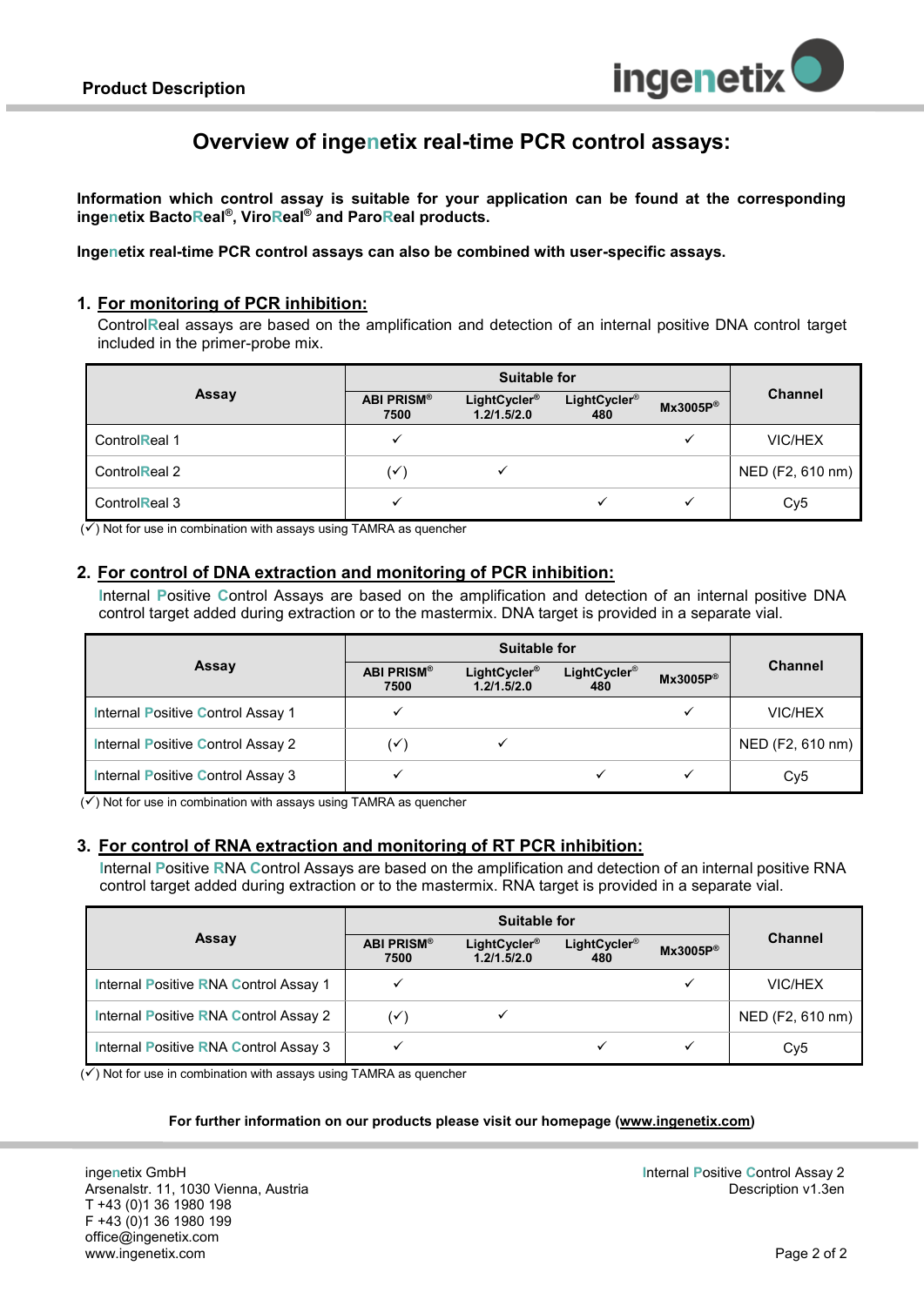# Overview of ingenetix real-time PCR control assays:

**Information which control assay is suitable for your application can be found at the corresponding ingenetix BactoReal®, ViroReal® and ParoReal products.**

**Ingenetix real-time PCR control assays can also be combined with user-specific assays.**

## 1. For monitoring of PCR inhibition:

ControlReal assays are based on the amplification and detection of an internal positive DNA control target included in the primer-probe mix.

| Assay | Suitable for | | | | Channel |
|---|---|---|---|---|---|
| | ABI PRISM® 7500 | LightCycler® 1.2/1.5/2.0 | LightCycler® 480 | Mx3005P® | |
| ControlReal 1 | ✓ | | | ✓ | VIC/HEX |
| ControlReal 2 | (✓) | ✓ | | | NED (F2, 610 nm) |
| ControlReal 3 | ✓ | | ✓ | ✓ | Cy5 |

(✓) Not for use in combination with assays using TAMRA as quencher

## 2. For control of DNA extraction and monitoring of PCR inhibition:

Internal Positive Control Assays are based on the amplification and detection of an internal positive DNA control target added during extraction or to the mastermix. DNA target is provided in a separate vial.

| Assay | Suitable for | | | | Channel |
|---|---|---|---|---|---|
| | ABI PRISM® 7500 | LightCycler® 1.2/1.5/2.0 | LightCycler® 480 | Mx3005P® | |
| Internal Positive Control Assay 1 | ✓ | | | ✓ | VIC/HEX |
| Internal Positive Control Assay 2 | (✓) | ✓ | | | NED (F2, 610 nm) |
| Internal Positive Control Assay 3 | ✓ | | ✓ | ✓ | Cy5 |

(✓) Not for use in combination with assays using TAMRA as quencher

## 3. For control of RNA extraction and monitoring of RT PCR inhibition:

Internal Positive RNA Control Assays are based on the amplification and detection of an internal positive RNA control target added during extraction or to the mastermix. RNA target is provided in a separate vial.

| Assay | Suitable for | | | | Channel |
|---|---|---|---|---|---|
| | ABI PRISM® 7500 | LightCycler® 1.2/1.5/2.0 | LightCycler® 480 | Mx3005P® | |
| Internal Positive RNA Control Assay 1 | ✓ | | | ✓ | VIC/HEX |
| Internal Positive RNA Control Assay 2 | (✓) | ✓ | | | NED (F2, 610 nm) |
| Internal Positive RNA Control Assay 3 | ✓ | | ✓ | ✓ | Cy5 |

(✓) Not for use in combination with assays using TAMRA as quencher

**For further information on our products please visit our homepage (www.ingenetix.com)**

ingenetix GmbH
Arsenalstr. 11, 1030 Vienna, Austria
T +43 (0)1 36 1980 198
F +43 (0)1 36 1980 199
office@ingenetix.com
www.ingenetix.com

Internal Positive Control Assay 2
Description v1.3en